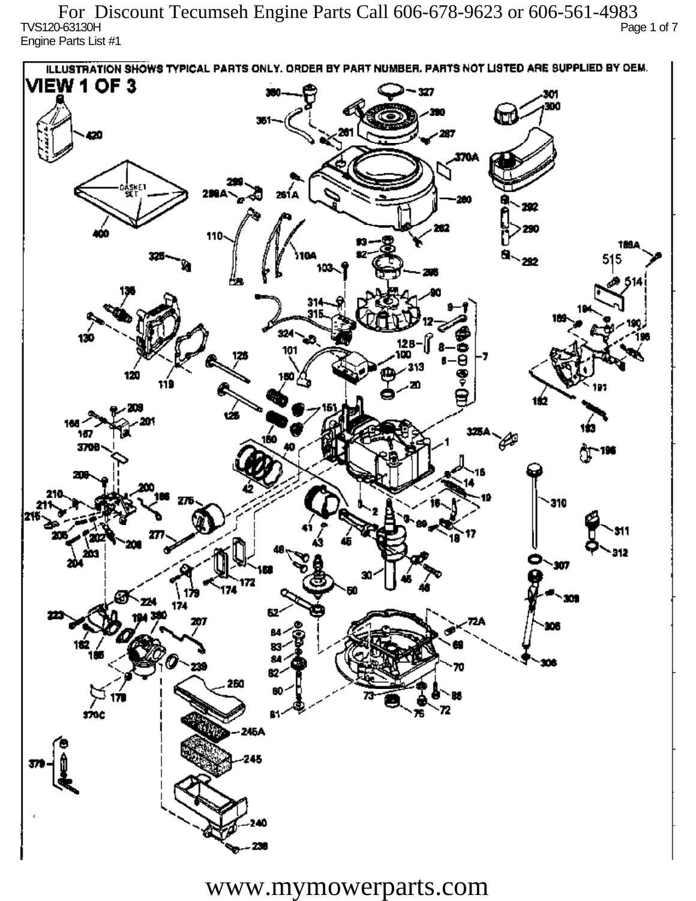For Discount Tecumseh Engine Parts Call 606-678-9623 or 606-561-4983

TVS120-63130H

Engine Parts List #1

ILLUSTRATION SHOWS TYPICAL PARTS ONLY. ORDER BY PART NUMBER. PARTS NOT LISTED ARE SUPPLIED BY OEM.

VIEW 1 OF 3

www.mymowerparts.com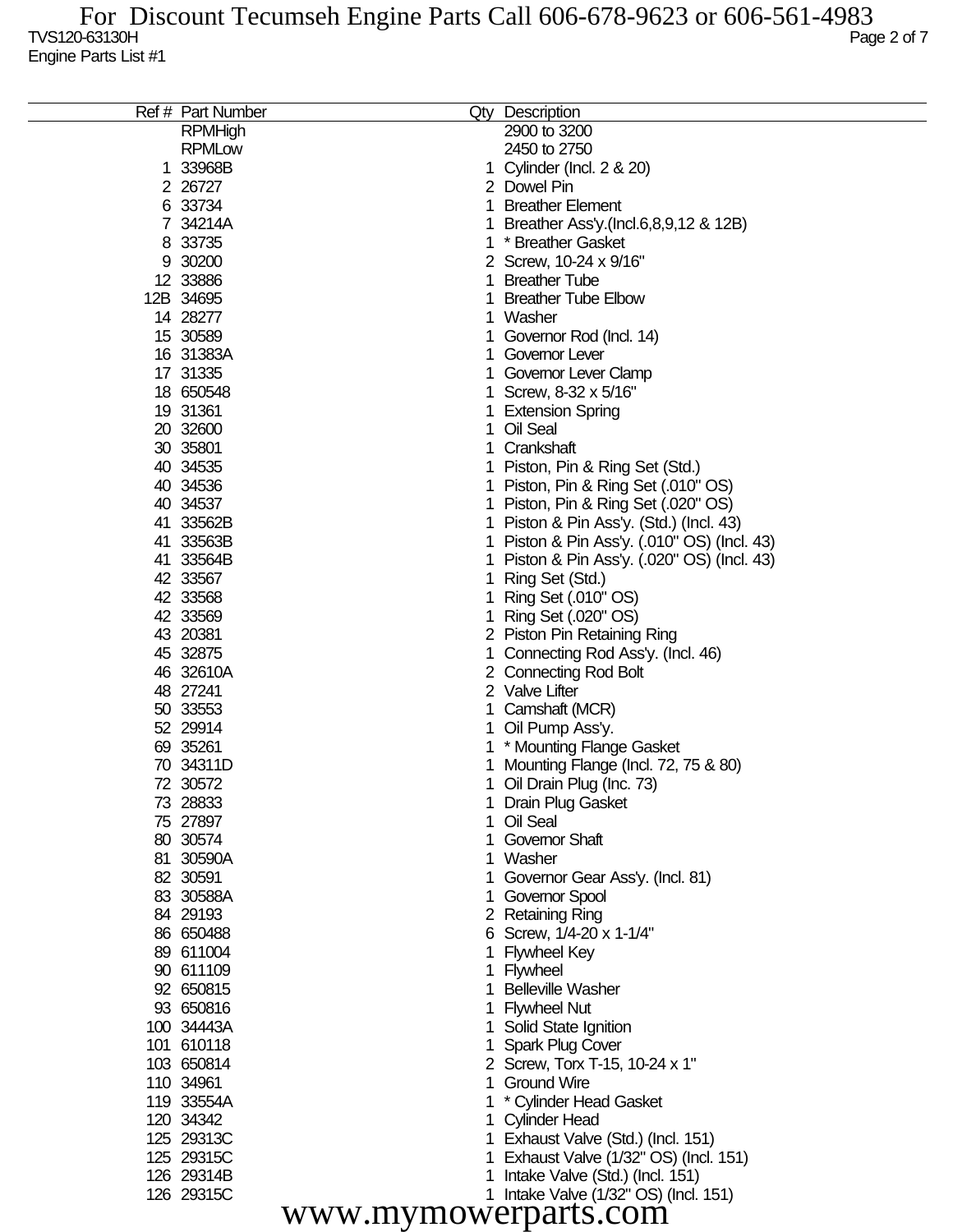TVS120-63130H

Engine Parts List #1

| Ref # | Part Number | Qty | Description |
|---|---|---|---|
| | RPMHigh | | 2900 to 3200 |
| | RPMLow | | 2450 to 2750 |
| 1 | 33968B | 1 | Cylinder (Incl. 2 & 20) |
| 2 | 26727 | 2 | Dowel Pin |
| 6 | 33734 | 1 | Breather Element |
| 7 | 34214A | 1 | Breather Ass'y.(Incl.6,8,9,12 & 12B) |
| 8 | 33735 | 1 | * Breather Gasket |
| 9 | 30200 | 2 | Screw, 10-24 x 9/16" |
| 12 | 33886 | 1 | Breather Tube |
| 12B | 34695 | 1 | Breather Tube Elbow |
| 14 | 28277 | 1 | Washer |
| 15 | 30589 | 1 | Governor Rod (Incl. 14) |
| 16 | 31383A | 1 | Governor Lever |
| 17 | 31335 | 1 | Governor Lever Clamp |
| 18 | 650548 | 1 | Screw, 8-32 x 5/16" |
| 19 | 31361 | 1 | Extension Spring |
| 20 | 32600 | 1 | Oil Seal |
| 30 | 35801 | 1 | Crankshaft |
| 40 | 34535 | 1 | Piston, Pin & Ring Set (Std.) |
| 40 | 34536 | 1 | Piston, Pin & Ring Set (.010" OS) |
| 40 | 34537 | 1 | Piston, Pin & Ring Set (.020" OS) |
| 41 | 33562B | 1 | Piston & Pin Ass'y. (Std.) (Incl. 43) |
| 41 | 33563B | 1 | Piston & Pin Ass'y. (.010" OS) (Incl. 43) |
| 41 | 33564B | 1 | Piston & Pin Ass'y. (.020" OS) (Incl. 43) |
| 42 | 33567 | 1 | Ring Set (Std.) |
| 42 | 33568 | 1 | Ring Set (.010" OS) |
| 42 | 33569 | 1 | Ring Set (.020" OS) |
| 43 | 20381 | 2 | Piston Pin Retaining Ring |
| 45 | 32875 | 1 | Connecting Rod Ass'y. (Incl. 46) |
| 46 | 32610A | 2 | Connecting Rod Bolt |
| 48 | 27241 | 2 | Valve Lifter |
| 50 | 33553 | 1 | Camshaft (MCR) |
| 52 | 29914 | 1 | Oil Pump Ass'y. |
| 69 | 35261 | 1 | * Mounting Flange Gasket |
| 70 | 34311D | 1 | Mounting Flange (Incl. 72, 75 & 80) |
| 72 | 30572 | 1 | Oil Drain Plug (Inc. 73) |
| 73 | 28833 | 1 | Drain Plug Gasket |
| 75 | 27897 | 1 | Oil Seal |
| 80 | 30574 | 1 | Governor Shaft |
| 81 | 30590A | 1 | Washer |
| 82 | 30591 | 1 | Governor Gear Ass'y. (Incl. 81) |
| 83 | 30588A | 1 | Governor Spool |
| 84 | 29193 | 2 | Retaining Ring |
| 86 | 650488 | 6 | Screw, 1/4-20 x 1-1/4" |
| 89 | 611004 | 1 | Flywheel Key |
| 90 | 611109 | 1 | Flywheel |
| 92 | 650815 | 1 | Belleville Washer |
| 93 | 650816 | 1 | Flywheel Nut |
| 100 | 34443A | 1 | Solid State Ignition |
| 101 | 610118 | 1 | Spark Plug Cover |
| 103 | 650814 | 2 | Screw, Torx T-15, 10-24 x 1" |
| 110 | 34961 | 1 | Ground Wire |
| 119 | 33554A | 1 | * Cylinder Head Gasket |
| 120 | 34342 | 1 | Cylinder Head |
| 125 | 29313C | 1 | Exhaust Valve (Std.) (Incl. 151) |
| 125 | 29315C | 1 | Exhaust Valve (1/32" OS) (Incl. 151) |
| 126 | 29314B | 1 | Intake Valve (Std.) (Incl. 151) |
| 126 | 29315C | 1 | Intake Valve (1/32" OS) (Incl. 151) |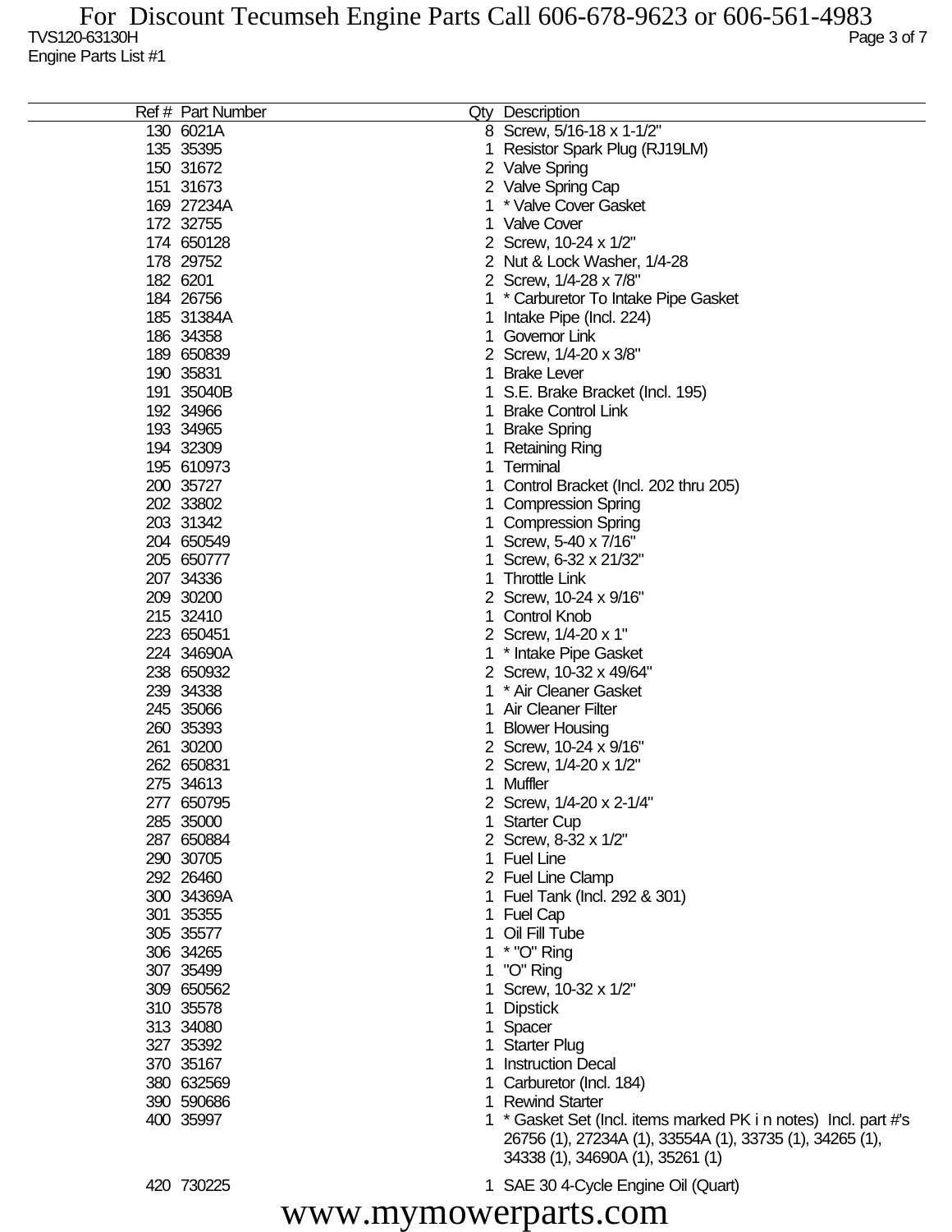For Discount Tecumseh Engine Parts Call 606-678-9623 or 606-561-4983

TVS120-63130H

Engine Parts List #1

| Ref # | Part Number | Qty | Description |
|---|---|---|---|
| 130 | 6021A | 8 | Screw, 5/16-18 x 1-1/2" |
| 135 | 35395 | 1 | Resistor Spark Plug (RJ19LM) |
| 150 | 31672 | 2 | Valve Spring |
| 151 | 31673 | 2 | Valve Spring Cap |
| 169 | 27234A | 1 | * Valve Cover Gasket |
| 172 | 32755 | 1 | Valve Cover |
| 174 | 650128 | 2 | Screw, 10-24 x 1/2" |
| 178 | 29752 | 2 | Nut & Lock Washer, 1/4-28 |
| 182 | 6201 | 2 | Screw, 1/4-28 x 7/8" |
| 184 | 26756 | 1 | * Carburetor To Intake Pipe Gasket |
| 185 | 31384A | 1 | Intake Pipe (Incl. 224) |
| 186 | 34358 | 1 | Governor Link |
| 189 | 650839 | 2 | Screw, 1/4-20 x 3/8" |
| 190 | 35831 | 1 | Brake Lever |
| 191 | 35040B | 1 | S.E. Brake Bracket (Incl. 195) |
| 192 | 34966 | 1 | Brake Control Link |
| 193 | 34965 | 1 | Brake Spring |
| 194 | 32309 | 1 | Retaining Ring |
| 195 | 610973 | 1 | Terminal |
| 200 | 35727 | 1 | Control Bracket (Incl. 202 thru 205) |
| 202 | 33802 | 1 | Compression Spring |
| 203 | 31342 | 1 | Compression Spring |
| 204 | 650549 | 1 | Screw, 5-40 x 7/16" |
| 205 | 650777 | 1 | Screw, 6-32 x 21/32" |
| 207 | 34336 | 1 | Throttle Link |
| 209 | 30200 | 2 | Screw, 10-24 x 9/16" |
| 215 | 32410 | 1 | Control Knob |
| 223 | 650451 | 2 | Screw, 1/4-20 x 1" |
| 224 | 34690A | 1 | * Intake Pipe Gasket |
| 238 | 650932 | 2 | Screw, 10-32 x 49/64" |
| 239 | 34338 | 1 | * Air Cleaner Gasket |
| 245 | 35066 | 1 | Air Cleaner Filter |
| 260 | 35393 | 1 | Blower Housing |
| 261 | 30200 | 2 | Screw, 10-24 x 9/16" |
| 262 | 650831 | 2 | Screw, 1/4-20 x 1/2" |
| 275 | 34613 | 1 | Muffler |
| 277 | 650795 | 2 | Screw, 1/4-20 x 2-1/4" |
| 285 | 35000 | 1 | Starter Cup |
| 287 | 650884 | 2 | Screw, 8-32 x 1/2" |
| 290 | 30705 | 1 | Fuel Line |
| 292 | 26460 | 2 | Fuel Line Clamp |
| 300 | 34369A | 1 | Fuel Tank (Incl. 292 & 301) |
| 301 | 35355 | 1 | Fuel Cap |
| 305 | 35577 | 1 | Oil Fill Tube |
| 306 | 34265 | 1 | * "O" Ring |
| 307 | 35499 | 1 | "O" Ring |
| 309 | 650562 | 1 | Screw, 10-32 x 1/2" |
| 310 | 35578 | 1 | Dipstick |
| 313 | 34080 | 1 | Spacer |
| 327 | 35392 | 1 | Starter Plug |
| 370 | 35167 | 1 | Instruction Decal |
| 380 | 632569 | 1 | Carburetor (Incl. 184) |
| 390 | 590686 | 1 | Rewind Starter |
| 400 | 35997 | 1 | * Gasket Set (Incl. items marked PK i n notes) Incl. part #'s 26756 (1), 27234A (1), 33554A (1), 33735 (1), 34265 (1), 34338 (1), 34690A (1), 35261 (1) |
| 420 | 730225 | 1 | SAE 30 4-Cycle Engine Oil (Quart) |

www.mymowerparts.com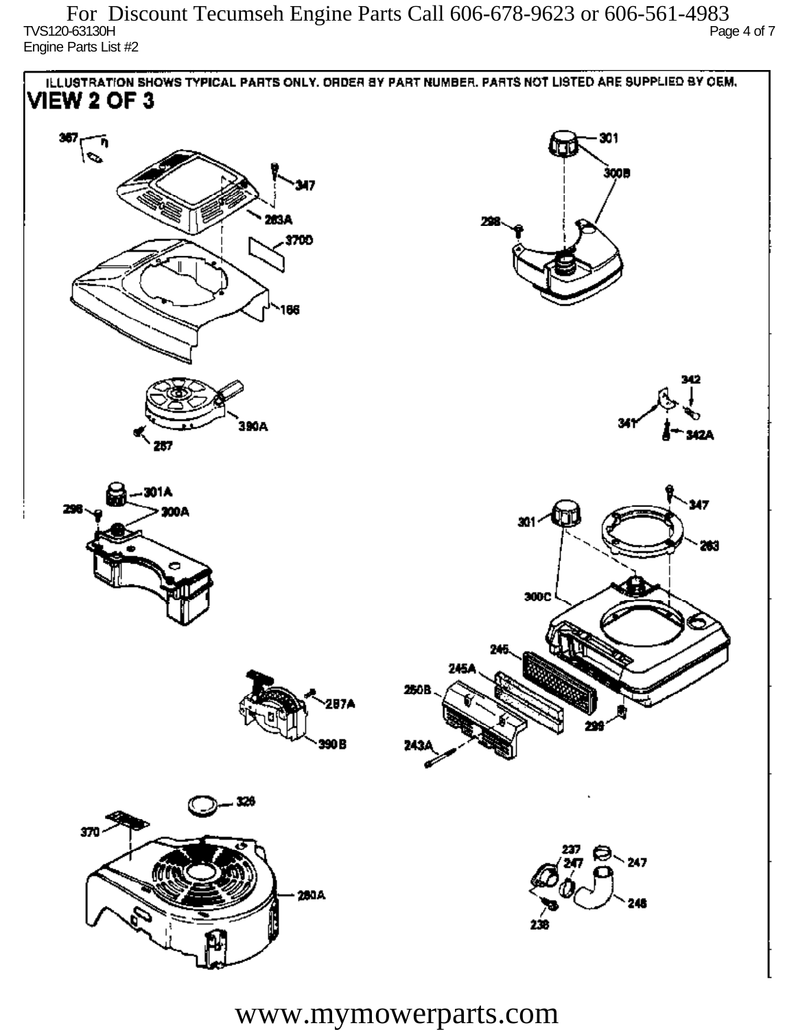For Discount Tecumseh Engine Parts Call 606-678-9623 or 606-561-4983

TVS120-63130H

Engine Parts List #2

ILLUSTRATION SHOWS TYPICAL PARTS ONLY. ORDER BY PART NUMBER. PARTS NOT LISTED ARE SUPPLIED BY OEM.

## VIEW 2 OF 3

367, 347, 263A, 370D, 166, 301, 300B, 298, 390A, 257, 342, 341, 342A, 301A, 298, 300A, 347, 301, 263, 300C, 246, 245A, 250B, 299, 243A, 257A, 390B, 326, 370, 260A, 237, 247, 247, 248, 238

www.mymowerparts.com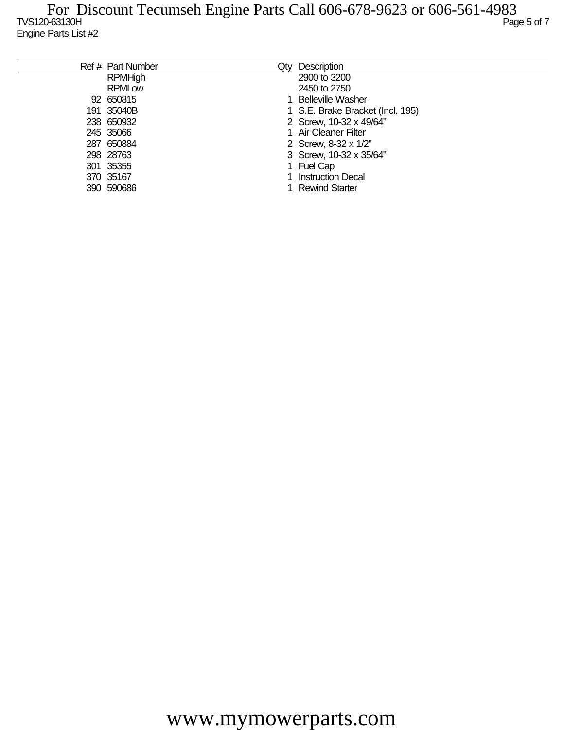For Discount Tecumseh Engine Parts Call 606-678-9623 or 606-561-4983

TVS120-63130H

Engine Parts List #2

| Ref # | Part Number | Qty | Description |
|---|---|---|---|
| | RPMHigh | | 2900 to 3200 |
| | RPMLow | | 2450 to 2750 |
| 92 | 650815 | 1 | Belleville Washer |
| 191 | 35040B | 1 | S.E. Brake Bracket (Incl. 195) |
| 238 | 650932 | 2 | Screw, 10-32 x 49/64" |
| 245 | 35066 | 1 | Air Cleaner Filter |
| 287 | 650884 | 2 | Screw, 8-32 x 1/2" |
| 298 | 28763 | 3 | Screw, 10-32 x 35/64" |
| 301 | 35355 | 1 | Fuel Cap |
| 370 | 35167 | 1 | Instruction Decal |
| 390 | 590686 | 1 | Rewind Starter |

www.mymowerparts.com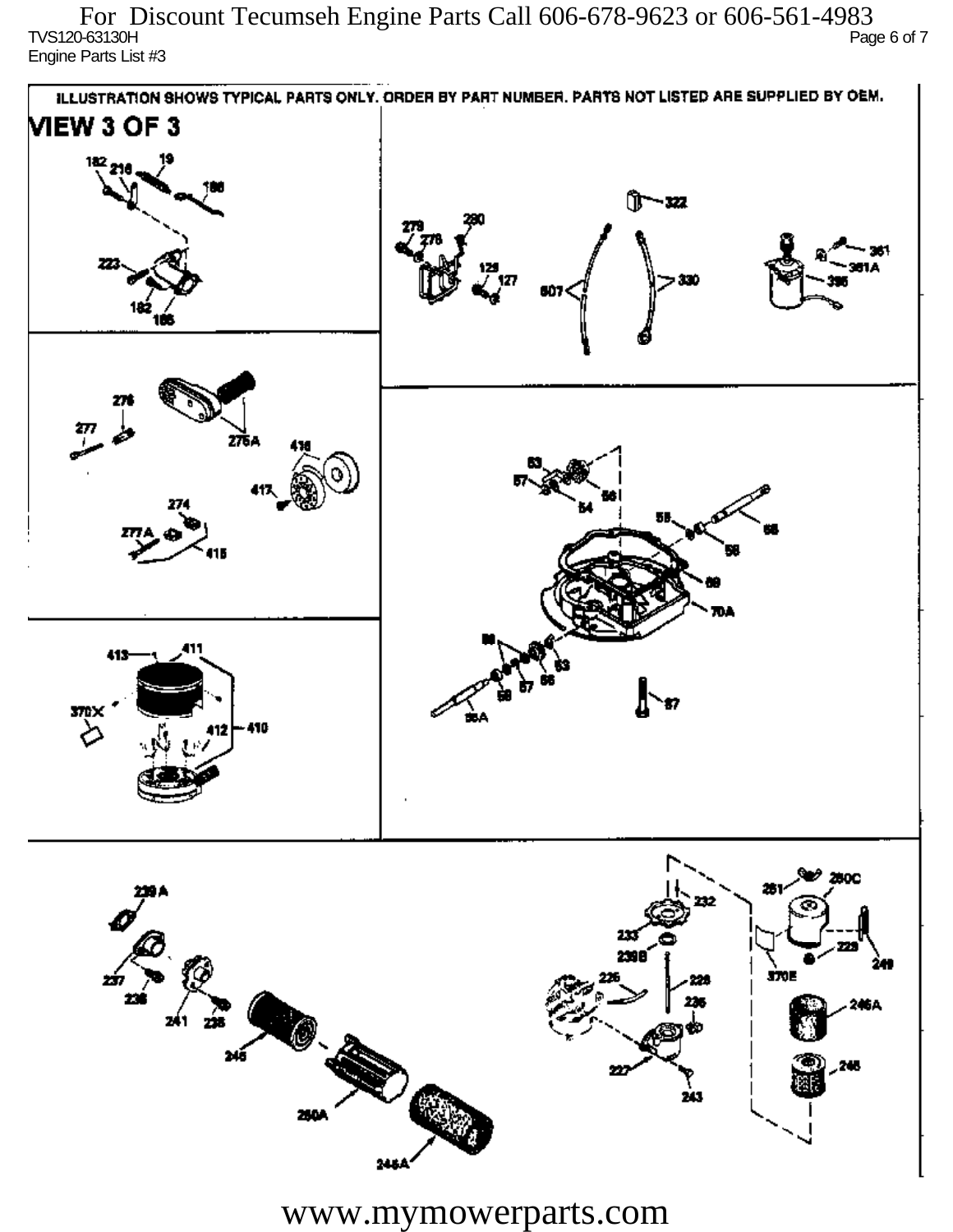For Discount Tecumseh Engine Parts Call 606-678-9623 or 606-561-4983

TVS120-63130H

Engine Parts List #3

ILLUSTRATION SHOWS TYPICAL PARTS ONLY. ORDER BY PART NUMBER. PARTS NOT LISTED ARE SUPPLIED BY OEM.

VIEW 3 OF 3

www.mymowerparts.com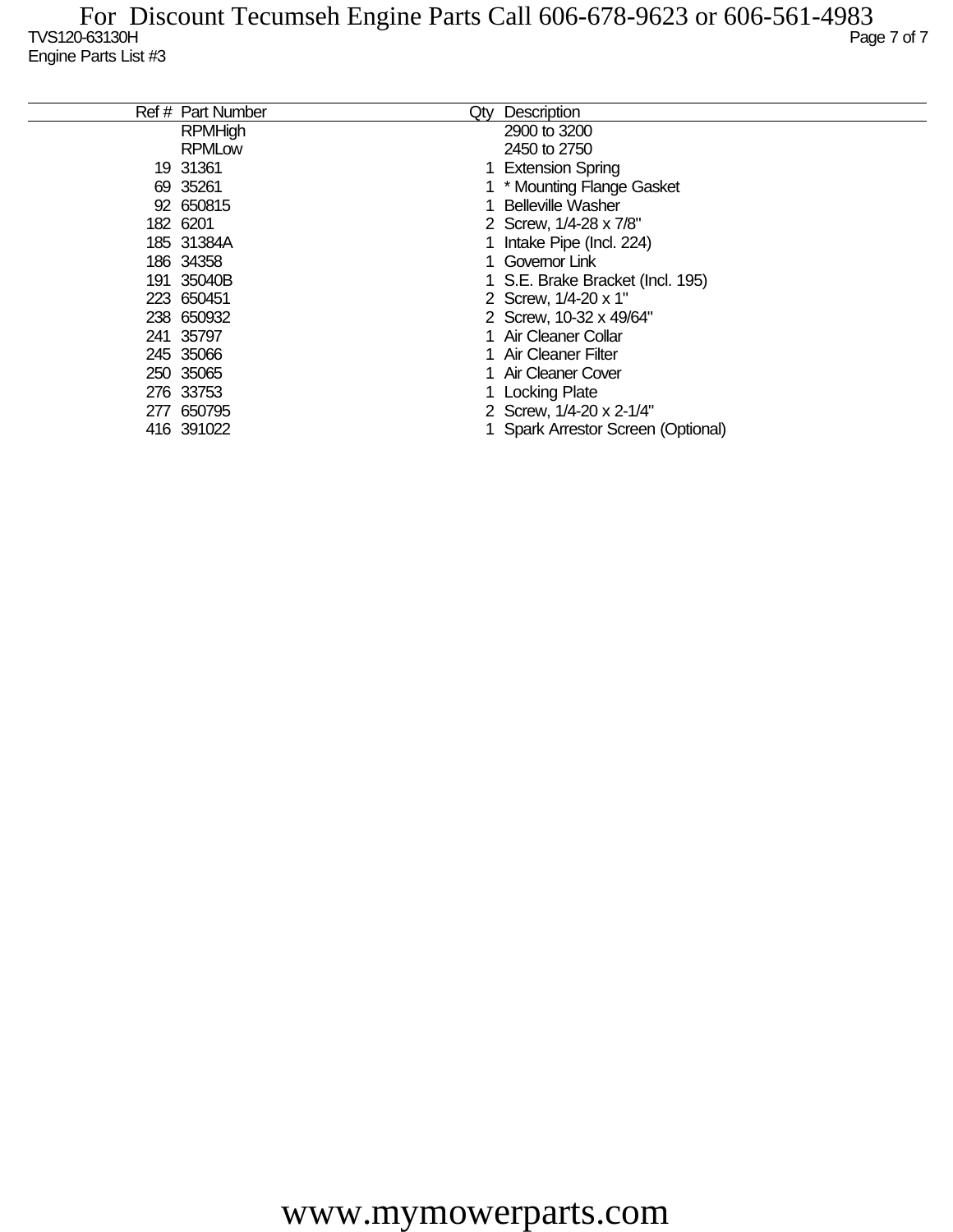For Discount Tecumseh Engine Parts Call 606-678-9623 or 606-561-4983

TVS120-63130H

Engine Parts List #3

| Ref # | Part Number | Qty | Description |
|---|---|---|---|
| | RPMHigh | | 2900 to 3200 |
| | RPMLow | | 2450 to 2750 |
| 19 | 31361 | 1 | Extension Spring |
| 69 | 35261 | 1 | * Mounting Flange Gasket |
| 92 | 650815 | 1 | Belleville Washer |
| 182 | 6201 | 2 | Screw, 1/4-28 x 7/8" |
| 185 | 31384A | 1 | Intake Pipe (Incl. 224) |
| 186 | 34358 | 1 | Governor Link |
| 191 | 35040B | 1 | S.E. Brake Bracket (Incl. 195) |
| 223 | 650451 | 2 | Screw, 1/4-20 x 1" |
| 238 | 650932 | 2 | Screw, 10-32 x 49/64" |
| 241 | 35797 | 1 | Air Cleaner Collar |
| 245 | 35066 | 1 | Air Cleaner Filter |
| 250 | 35065 | 1 | Air Cleaner Cover |
| 276 | 33753 | 1 | Locking Plate |
| 277 | 650795 | 2 | Screw, 1/4-20 x 2-1/4" |
| 416 | 391022 | 1 | Spark Arrestor Screen (Optional) |

www.mymowerparts.com